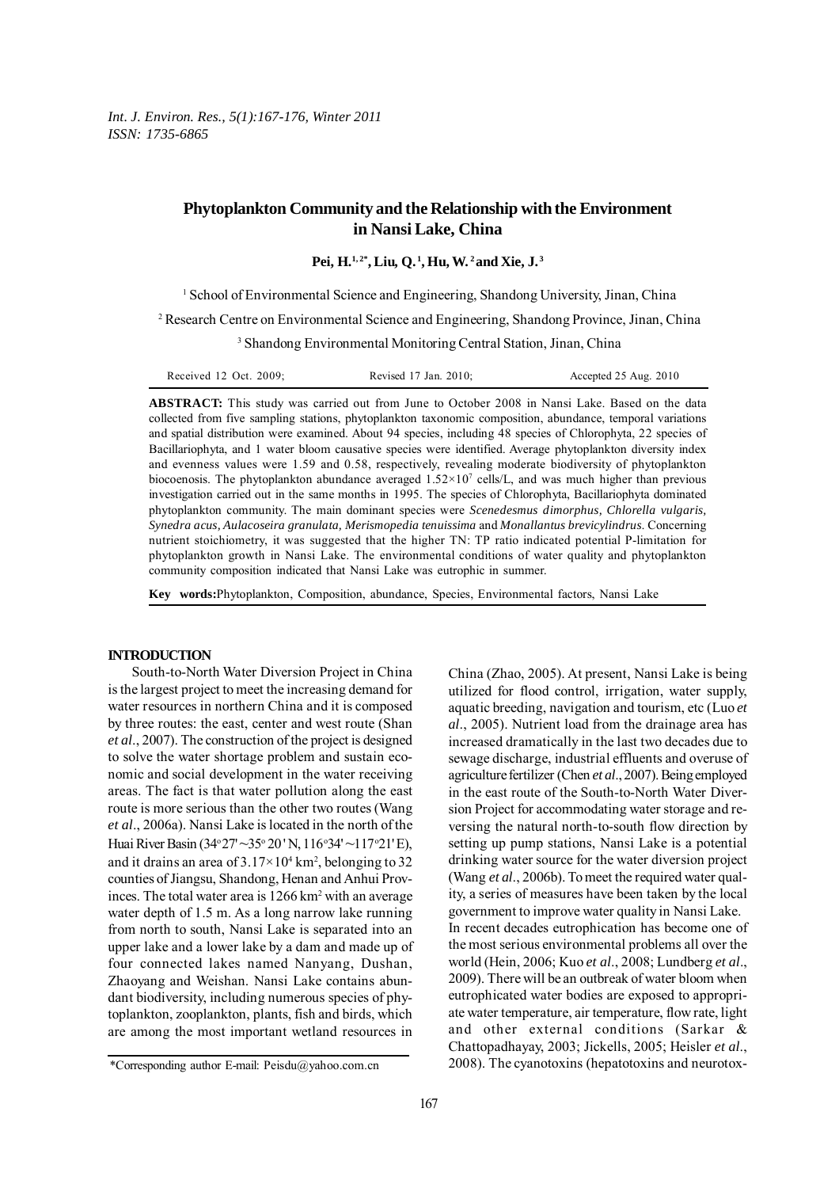# Phytoplankton Community and the Relationship with the Environment in Nansi Lake, China

**Pei, H.[1,2*], Liu, Q.[1], Hu, W.[2] and Xie, J.[3]**

[1] School of Environmental Science and Engineering, Shandong University, Jinan, China

[2] Research Centre on Environmental Science and Engineering, Shandong Province, Jinan, China

[3] Shandong Environmental Monitoring Central Station, Jinan, China

Received 12 Oct. 2009; Revised 17 Jan. 2010; Accepted 25 Aug. 2010

**ABSTRACT:** This study was carried out from June to October 2008 in Nansi Lake. Based on the data collected from five sampling stations, phytoplankton taxonomic composition, abundance, temporal variations and spatial distribution were examined. About 94 species, including 48 species of Chlorophyta, 22 species of Bacillariophyta, and 1 water bloom causative species were identified. Average phytoplankton diversity index and evenness values were 1.59 and 0.58, respectively, revealing moderate biodiversity of phytoplankton biocoenosis. The phytoplankton abundance averaged $1.52\times10^{7}$ cells/L, and was much higher than previous investigation carried out in the same months in 1995. The species of Chlorophyta, Bacillariophyta dominated phytoplankton community. The main dominant species were *Scenedesmus dimorphus, Chlorella vulgaris, Synedra acus, Aulacoseira granulata, Merismopedia tenuissima* and *Monallantus brevicylindrus*. Concerning nutrient stoichiometry, it was suggested that the higher TN: TP ratio indicated potential P-limitation for phytoplankton growth in Nansi Lake. The environmental conditions of water quality and phytoplankton community composition indicated that Nansi Lake was eutrophic in summer.

**Key words:** Phytoplankton, Composition, abundance, Species, Environmental factors, Nansi Lake

## INTRODUCTION

South-to-North Water Diversion Project in China is the largest project to meet the increasing demand for water resources in northern China and it is composed by three routes: the east, center and west route (Shan *et al*., 2007). The construction of the project is designed to solve the water shortage problem and sustain economic and social development in the water receiving areas. The fact is that water pollution along the east route is more serious than the other two routes (Wang *et al*., 2006a). Nansi Lake is located in the north of the Huai River Basin (34°27′~35°20′N, 116°34′~117°21′E), and it drains an area of $3.17\times10^{4}$ km$^{2}$, belonging to 32 counties of Jiangsu, Shandong, Henan and Anhui Provinces. The total water area is 1266 km$^{2}$ with an average water depth of 1.5 m. As a long narrow lake running from north to south, Nansi Lake is separated into an upper lake and a lower lake by a dam and made up of four connected lakes named Nanyang, Dushan, Zhaoyang and Weishan. Nansi Lake contains abundant biodiversity, including numerous species of phytoplankton, zooplankton, plants, fish and birds, which are among the most important wetland resources in China (Zhao, 2005). At present, Nansi Lake is being utilized for flood control, irrigation, water supply, aquatic breeding, navigation and tourism, etc (Luo *et al*., 2005). Nutrient load from the drainage area has increased dramatically in the last two decades due to sewage discharge, industrial effluents and overuse of agriculture fertilizer (Chen *et al*., 2007). Being employed in the east route of the South-to-North Water Diversion Project for accommodating water storage and reversing the natural north-to-south flow direction by setting up pump stations, Nansi Lake is a potential drinking water source for the water diversion project (Wang *et al*., 2006b). To meet the required water quality, a series of measures have been taken by the local government to improve water quality in Nansi Lake.

In recent decades eutrophication has become one of the most serious environmental problems all over the world (Hein, 2006; Kuo *et al*., 2008; Lundberg *et al*., 2009). There will be an outbreak of water bloom when eutrophicated water bodies are exposed to appropriate water temperature, air temperature, flow rate, light and other external conditions (Sarkar & Chattopadhayay, 2003; Jickells, 2005; Heisler *et al*., 2008). The cyanotoxins (hepatotoxins and neurotox-

*Corresponding author E-mail: Peisdu@yahoo.com.cn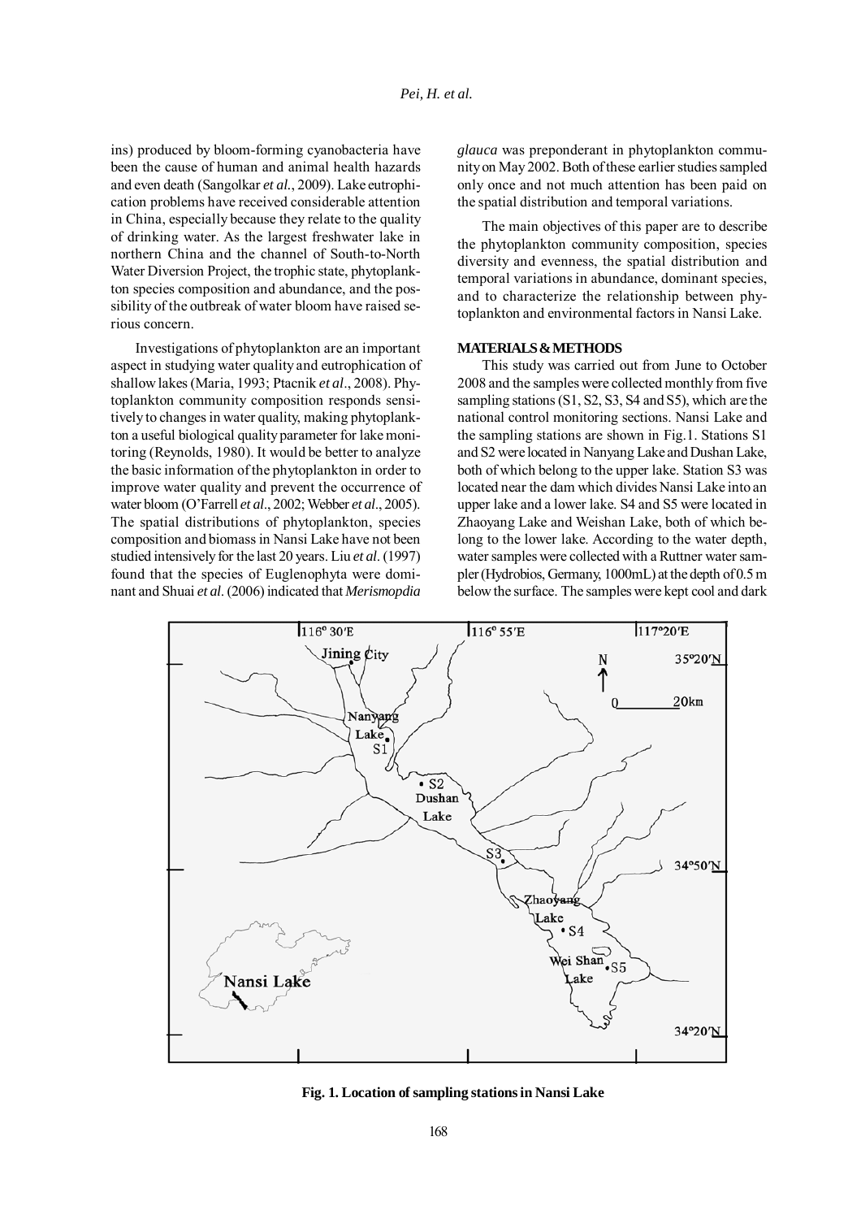ins) produced by bloom-forming cyanobacteria have been the cause of human and animal health hazards and even death (Sangolkar *et al.*, 2009). Lake eutrophication problems have received considerable attention in China, especially because they relate to the quality of drinking water. As the largest freshwater lake in northern China and the channel of South-to-North Water Diversion Project, the trophic state, phytoplankton species composition and abundance, and the possibility of the outbreak of water bloom have raised serious concern.

Investigations of phytoplankton are an important aspect in studying water quality and eutrophication of shallow lakes (Maria, 1993; Ptacnik *et al*., 2008). Phytoplankton community composition responds sensitively to changes in water quality, making phytoplankton a useful biological quality parameter for lake monitoring (Reynolds, 1980). It would be better to analyze the basic information of the phytoplankton in order to improve water quality and prevent the occurrence of water bloom (O'Farrell *et al*., 2002; Webber *et al*., 2005). The spatial distributions of phytoplankton, species composition and biomass in Nansi Lake have not been studied intensively for the last 20 years. Liu *et al*. (1997) found that the species of Euglenophyta were dominant and Shuai *et al*. (2006) indicated that *Merismopdia glauca* was preponderant in phytoplankton community on May 2002. Both of these earlier studies sampled only once and not much attention has been paid on the spatial distribution and temporal variations.

The main objectives of this paper are to describe the phytoplankton community composition, species diversity and evenness, the spatial distribution and temporal variations in abundance, dominant species, and to characterize the relationship between phytoplankton and environmental factors in Nansi Lake.

## MATERIALS & METHODS

This study was carried out from June to October 2008 and the samples were collected monthly from five sampling stations (S1, S2, S3, S4 and S5), which are the national control monitoring sections. Nansi Lake and the sampling stations are shown in Fig.1. Stations S1 and S2 were located in Nanyang Lake and Dushan Lake, both of which belong to the upper lake. Station S3 was located near the dam which divides Nansi Lake into an upper lake and a lower lake. S4 and S5 were located in Zhaoyang Lake and Weishan Lake, both of which belong to the lower lake. According to the water depth, water samples were collected with a Ruttner water sampler (Hydrobios, Germany, 1000mL) at the depth of 0.5 m below the surface. The samples were kept cool and dark

**Fig. 1. Location of sampling stations in Nansi Lake**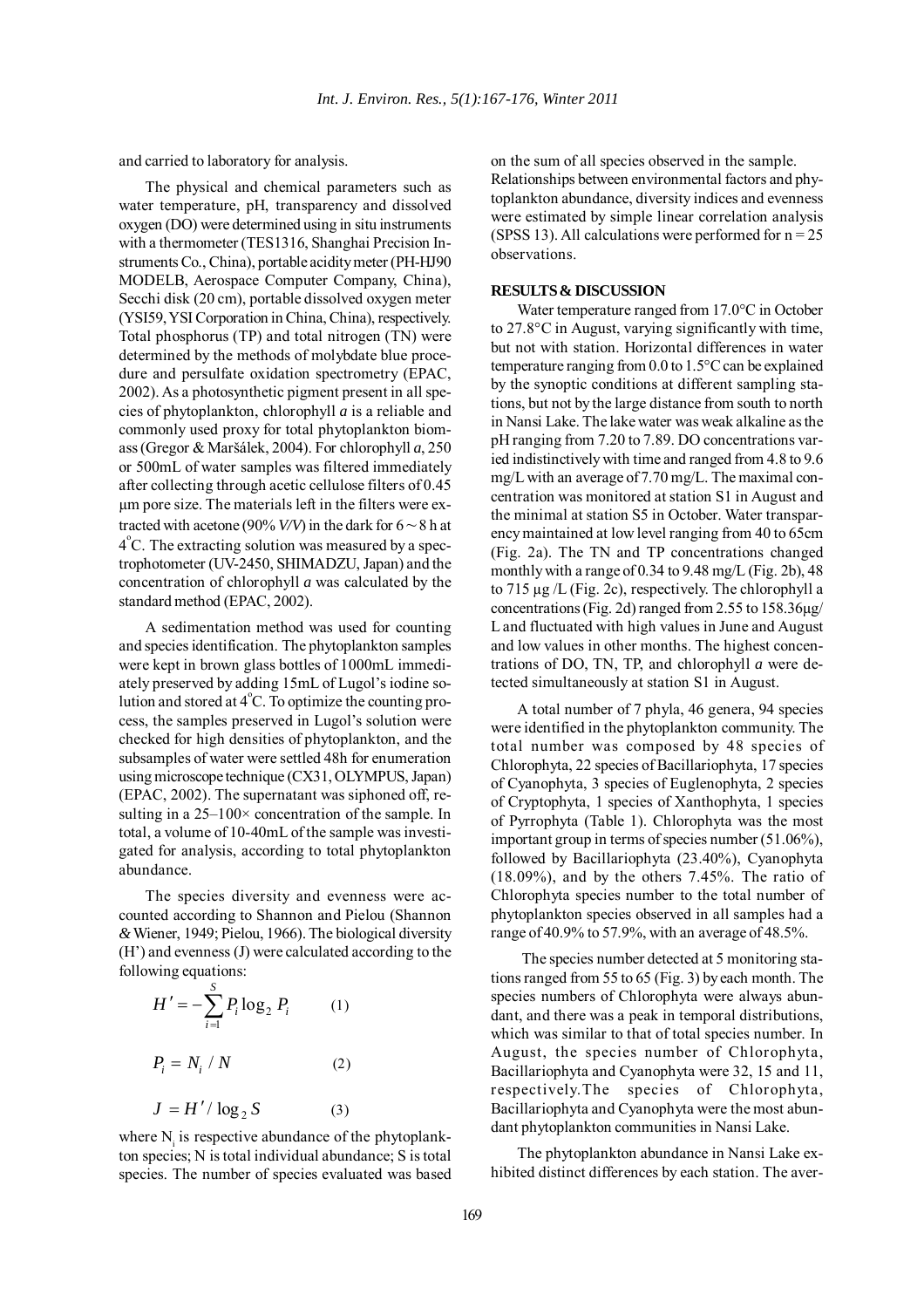and carried to laboratory for analysis.

The physical and chemical parameters such as water temperature, pH, transparency and dissolved oxygen (DO) were determined using in situ instruments with a thermometer (TES1316, Shanghai Precision Instruments Co., China), portable acidity meter (PH-HJ90 MODELB, Aerospace Computer Company, China), Secchi disk (20 cm), portable dissolved oxygen meter (YSI59, YSI Corporation in China, China), respectively. Total phosphorus (TP) and total nitrogen (TN) were determined by the methods of molybdate blue procedure and persulfate oxidation spectrometry (EPAC, 2002). As a photosynthetic pigment present in all species of phytoplankton, chlorophyll *a* is a reliable and commonly used proxy for total phytoplankton biomass (Gregor & Maršálek, 2004). For chlorophyll *a*, 250 or 500mL of water samples was filtered immediately after collecting through acetic cellulose filters of 0.45 μm pore size. The materials left in the filters were extracted with acetone (90% *V/V*) in the dark for 6 ~ 8 h at 4°C. The extracting solution was measured by a spectrophotometer (UV-2450, SHIMADZU, Japan) and the concentration of chlorophyll *a* was calculated by the standard method (EPAC, 2002).

A sedimentation method was used for counting and species identification. The phytoplankton samples were kept in brown glass bottles of 1000mL immediately preserved by adding 15mL of Lugol's iodine solution and stored at 4°C. To optimize the counting process, the samples preserved in Lugol's solution were checked for high densities of phytoplankton, and the subsamples of water were settled 48h for enumeration using microscope technique (CX31, OLYMPUS, Japan) (EPAC, 2002). The supernatant was siphoned off, resulting in a 25–100× concentration of the sample. In total, a volume of 10-40mL of the sample was investigated for analysis, according to total phytoplankton abundance.

The species diversity and evenness were accounted according to Shannon and Pielou (Shannon & Wiener, 1949; Pielou, 1966). The biological diversity (H') and evenness (J) were calculated according to the following equations:

$$H' = -\sum_{i=1}^{S} P_i \log_2 P_i \qquad (1)$$

$$P_i = N_i / N \qquad (2)$$

$$J = H' / \log_2 S \qquad (3)$$

where $N_i$ is respective abundance of the phytoplankton species; N is total individual abundance; S is total species. The number of species evaluated was based on the sum of all species observed in the sample. Relationships between environmental factors and phytoplankton abundance, diversity indices and evenness were estimated by simple linear correlation analysis (SPSS 13). All calculations were performed for n = 25 observations.

## RESULTS & DISCUSSION

Water temperature ranged from 17.0°C in October to 27.8°C in August, varying significantly with time, but not with station. Horizontal differences in water temperature ranging from 0.0 to 1.5°C can be explained by the synoptic conditions at different sampling stations, but not by the large distance from south to north in Nansi Lake. The lake water was weak alkaline as the pH ranging from 7.20 to 7.89. DO concentrations varied indistinctively with time and ranged from 4.8 to 9.6 mg/L with an average of 7.70 mg/L. The maximal concentration was monitored at station S1 in August and the minimal at station S5 in October. Water transparency maintained at low level ranging from 40 to 65cm (Fig. 2a). The TN and TP concentrations changed monthly with a range of 0.34 to 9.48 mg/L (Fig. 2b), 48 to 715 μg /L (Fig. 2c), respectively. The chlorophyll a concentrations (Fig. 2d) ranged from 2.55 to 158.36μg/L and fluctuated with high values in June and August and low values in other months. The highest concentrations of DO, TN, TP, and chlorophyll *a* were detected simultaneously at station S1 in August.

A total number of 7 phyla, 46 genera, 94 species were identified in the phytoplankton community. The total number was composed by 48 species of Chlorophyta, 22 species of Bacillariophyta, 17 species of Cyanophyta, 3 species of Euglenophyta, 2 species of Cryptophyta, 1 species of Xanthophyta, 1 species of Pyrrophyta (Table 1). Chlorophyta was the most important group in terms of species number (51.06%), followed by Bacillariophyta (23.40%), Cyanophyta (18.09%), and by the others 7.45%. The ratio of Chlorophyta species number to the total number of phytoplankton species observed in all samples had a range of 40.9% to 57.9%, with an average of 48.5%.

The species number detected at 5 monitoring stations ranged from 55 to 65 (Fig. 3) by each month. The species numbers of Chlorophyta were always abundant, and there was a peak in temporal distributions, which was similar to that of total species number. In August, the species number of Chlorophyta, Bacillariophyta and Cyanophyta were 32, 15 and 11, respectively. The species of Chlorophyta, Bacillariophyta and Cyanophyta were the most abundant phytoplankton communities in Nansi Lake.

The phytoplankton abundance in Nansi Lake exhibited distinct differences by each station. The aver-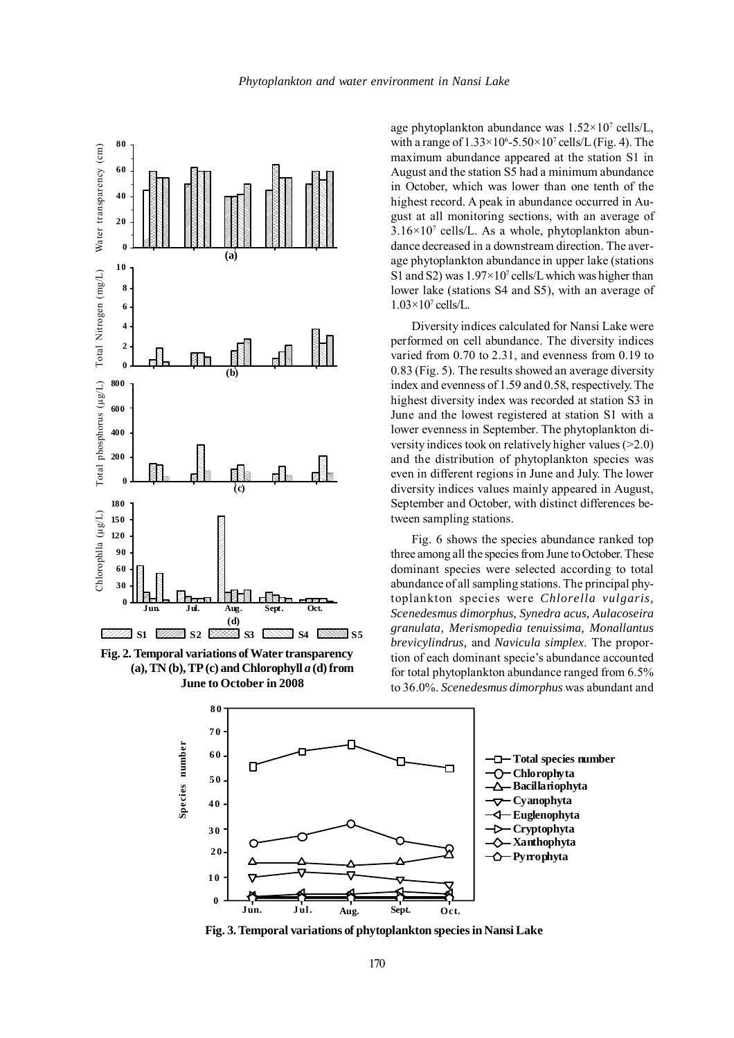age phytoplankton abundance was $1.52\times10^7$ cells/L, with a range of $1.33\times10^6$-$5.50\times10^7$ cells/L (Fig. 4). The maximum abundance appeared at the station S1 in August and the station S5 had a minimum abundance in October, which was lower than one tenth of the highest record. A peak in abundance occurred in August at all monitoring sections, with an average of $3.16\times10^7$ cells/L. As a whole, phytoplankton abundance decreased in a downstream direction. The average phytoplankton abundance in upper lake (stations S1 and S2) was $1.97\times10^7$ cells/L which was higher than lower lake (stations S4 and S5), with an average of $1.03\times10^7$ cells/L.

Diversity indices calculated for Nansi Lake were performed on cell abundance. The diversity indices varied from 0.70 to 2.31, and evenness from 0.19 to 0.83 (Fig. 5). The results showed an average diversity index and evenness of 1.59 and 0.58, respectively. The highest diversity index was recorded at station S3 in June and the lowest registered at station S1 with a lower evenness in September. The phytoplankton diversity indices took on relatively higher values (>2.0) and the distribution of phytoplankton species was even in different regions in June and July. The lower diversity indices values mainly appeared in August, September and October, with distinct differences between sampling stations.

Fig. 6 shows the species abundance ranked top three among all the species from June to October. These dominant species were selected according to total abundance of all sampling stations. The principal phytoplankton species were *Chlorella vulgaris, Scenedesmus dimorphus, Synedra acus, Aulacoseira granulata, Merismopedia tenuissima, Monallantus brevicylindrus,* and *Navicula simplex.* The proportion of each dominant specie's abundance accounted for total phytoplankton abundance ranged from 6.5% to 36.0%. *Scenedesmus dimorphus* was abundant and

**Fig. 2. Temporal variations of Water transparency (a), TN (b), TP (c) and Chlorophyll *a* (d) from June to October in 2008**

**Fig. 3. Temporal variations of phytoplankton species in Nansi Lake**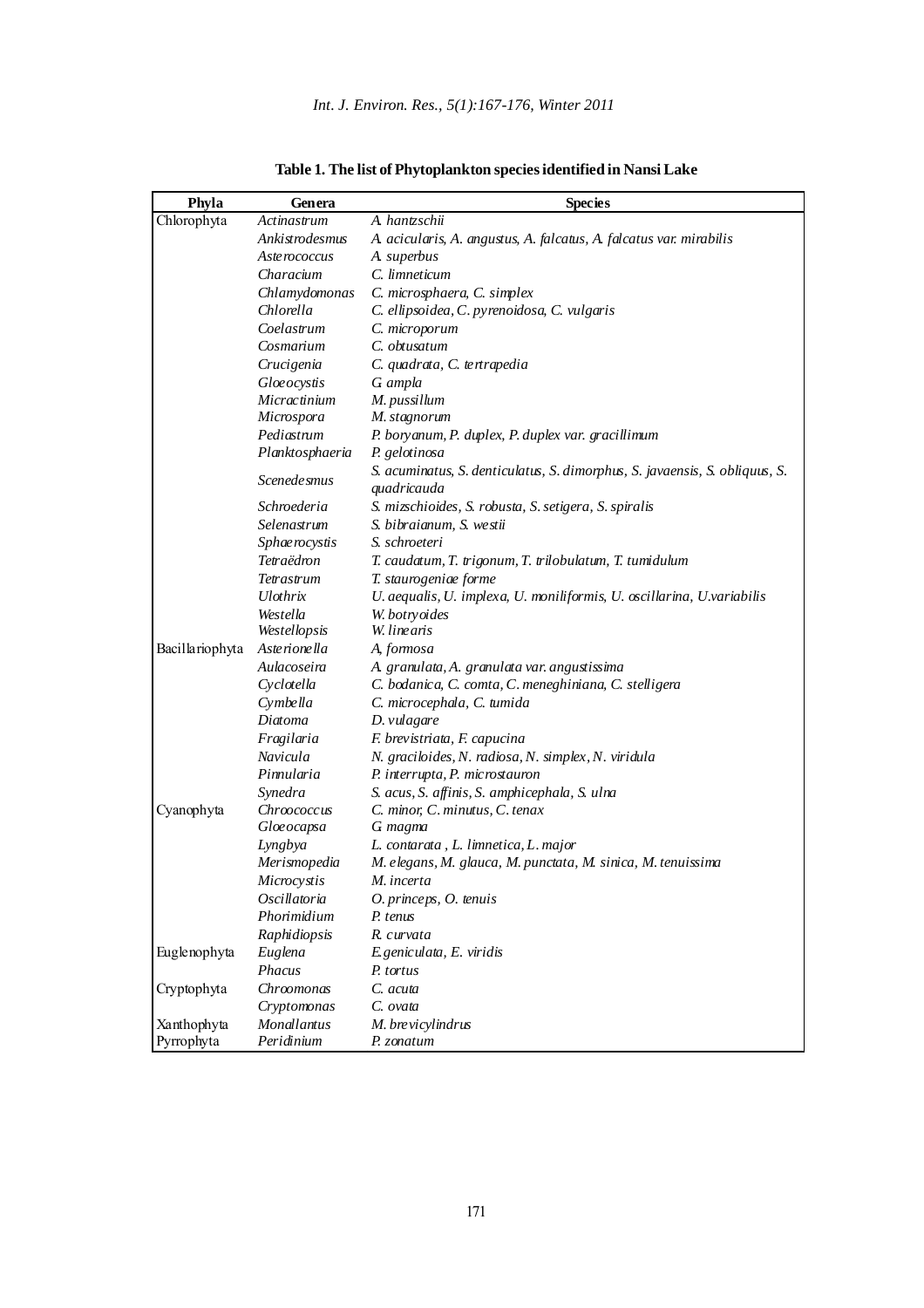**Table 1. The list of Phytoplankton species identified in Nansi Lake**

| Phyla | Genera | Species |
|---|---|---|
| Chlorophyta | *Actinastrum* | *A. hantzschii* |
| | *Ankistrodesmus* | *A. acicularis, A. angustus, A. falcatus, A. falcatus var. mirabilis* |
| | *Asterococcus* | *A. superbus* |
| | *Characium* | *C. limneticum* |
| | *Chlamydomonas* | *C. microsphaera, C. simplex* |
| | *Chlorella* | *C. ellipsoidea, C. pyrenoidosa, C. vulgaris* |
| | *Coelastrum* | *C. microporum* |
| | *Cosmarium* | *C. obtusatum* |
| | *Crucigenia* | *C. quadrata, C. tertrapedia* |
| | *Gloeocystis* | *G. ampla* |
| | *Micractinium* | *M. pussillum* |
| | *Microspora* | *M. stagnorum* |
| | *Pediastrum* | *P. boryanum, P. duplex, P. duplex var. gracillimum* |
| | *Planktosphaeria* | *P. gelotinosa* |
| | *Scenedesmus* | *S. acuminatus, S. denticulatus, S. dimorphus, S. javaensis, S. obliquus, S. quadricauda* |
| | *Schroederia* | *S. mizschioides, S. robusta, S. setigera, S. spiralis* |
| | *Selenastrum* | *S. bibraianum, S. westii* |
| | *Sphaerocystis* | *S. schroeteri* |
| | *Tetraëdron* | *T. caudatum, T. trigonum, T. trilobulatum, T. tumidulum* |
| | *Tetrastrum* | *T. staurogeniae forme* |
| | *Ulothrix* | *U. aequalis, U. implexa, U. moniliformis, U. oscillarina, U.variabilis* |
| | *Westella* | *W. botryoides* |
| | *Westellopsis* | *W. linearis* |
| Bacillariophyta | *Asterionella* | *A, formosa* |
| | *Aulacoseira* | *A. granulata, A. granulata var. angustissima* |
| | *Cyclotella* | *C. bodanica, C. comta, C. meneghiniana, C. stelligera* |
| | *Cymbella* | *C. microcephala, C. tumida* |
| | *Diatoma* | *D. vulagare* |
| | *Fragilaria* | *F. brevistriata, F. capucina* |
| | *Navicula* | *N. graciloides, N. radiosa, N. simplex, N. viridula* |
| | *Pinnularia* | *P. interrupta, P. microstauron* |
| | *Synedra* | *S. acus, S. affinis, S. amphicephala, S. ulna* |
| Cyanophyta | *Chroococcus* | *C. minor, C. minutus, C. tenax* |
| | *Gloeocapsa* | *G. magma* |
| | *Lyngbya* | *L. contarata , L. limnetica, L. major* |
| | *Merismopedia* | *M. elegans, M. glauca, M. punctata, M. sinica, M. tenuissima* |
| | *Microcystis* | *M. incerta* |
| | *Oscillatoria* | *O. princeps, O. tenuis* |
| | *Phorimidium* | *P. tenus* |
| | *Raphidiopsis* | *R. curvata* |
| Euglenophyta | *Euglena* | *E.geniculata, E. viridis* |
| | *Phacus* | *P. tortus* |
| Cryptophyta | *Chroomonas* | *C. acuta* |
| | *Cryptomonas* | *C. ovata* |
| Xanthophyta | *Monallantus* | *M. brevicylindrus* |
| Pyrrophyta | *Peridinium* | *P. zonatum* |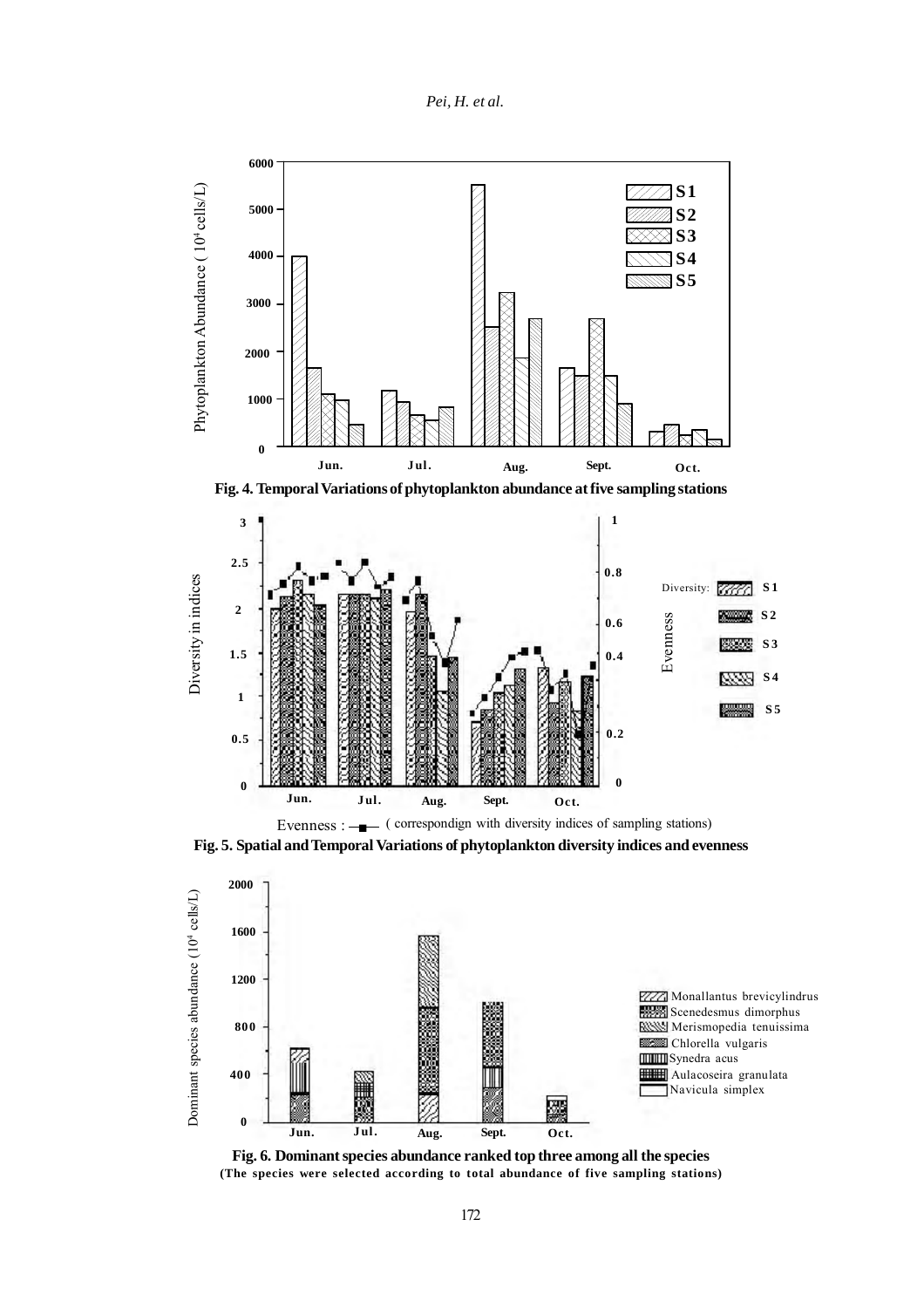Fig. 4. Temporal Variations of phytoplankton abundance at five sampling stations

Evenness : —■— ( correspondign with diversity indices of sampling stations)

Fig. 5. Spatial and Temporal Variations of phytoplankton diversity indices and evenness

Fig. 6. Dominant species abundance ranked top three among all the species
(The species were selected according to total abundance of five sampling stations)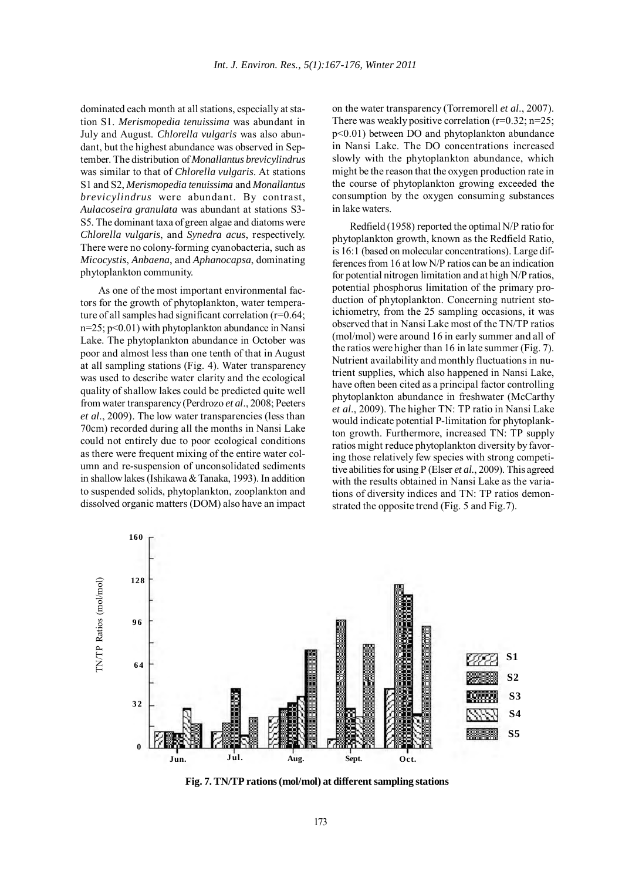dominated each month at all stations, especially at station S1. *Merismopedia tenuissima* was abundant in July and August. *Chlorella vulgaris* was also abundant, but the highest abundance was observed in September. The distribution of *Monallantus brevicylindrus* was similar to that of *Chlorella vulgaris*. At stations S1 and S2, *Merismopedia tenuissima* and *Monallantus brevicylindrus* were abundant. By contrast, *Aulacoseira granulata* was abundant at stations S3-S5. The dominant taxa of green algae and diatoms were *Chlorella vulgaris*, and *Synedra acus*, respectively. There were no colony-forming cyanobacteria, such as *Micocystis*, *Anbaena*, and *Aphanocapsa*, dominating phytoplankton community.

As one of the most important environmental factors for the growth of phytoplankton, water temperature of all samples had significant correlation ($r=0.64$; $n=25$; $p<0.01$) with phytoplankton abundance in Nansi Lake. The phytoplankton abundance in October was poor and almost less than one tenth of that in August at all sampling stations (Fig. 4). Water transparency was used to describe water clarity and the ecological quality of shallow lakes could be predicted quite well from water transparency (Perdrozo *et al*., 2008; Peeters *et al*., 2009). The low water transparencies (less than 70cm) recorded during all the months in Nansi Lake could not entirely due to poor ecological conditions as there were frequent mixing of the entire water column and re-suspension of unconsolidated sediments in shallow lakes (Ishikawa & Tanaka, 1993). In addition to suspended solids, phytoplankton, zooplankton and dissolved organic matters (DOM) also have an impact on the water transparency (Torremorell *et al*., 2007). There was weakly positive correlation ($r=0.32$; $n=25$; $p<0.01$) between DO and phytoplankton abundance in Nansi Lake. The DO concentrations increased slowly with the phytoplankton abundance, which might be the reason that the oxygen production rate in the course of phytoplankton growing exceeded the consumption by the oxygen consuming substances in lake waters.

Redfield (1958) reported the optimal N/P ratio for phytoplankton growth, known as the Redfield Ratio, is 16:1 (based on molecular concentrations). Large differences from 16 at low N/P ratios can be an indication for potential nitrogen limitation and at high N/P ratios, potential phosphorus limitation of the primary production of phytoplankton. Concerning nutrient stoichiometry, from the 25 sampling occasions, it was observed that in Nansi Lake most of the TN/TP ratios (mol/mol) were around 16 in early summer and all of the ratios were higher than 16 in late summer (Fig. 7). Nutrient availability and monthly fluctuations in nutrient supplies, which also happened in Nansi Lake, have often been cited as a principal factor controlling phytoplankton abundance in freshwater (McCarthy *et al*., 2009). The higher TN: TP ratio in Nansi Lake would indicate potential P-limitation for phytoplankton growth. Furthermore, increased TN: TP supply ratios might reduce phytoplankton diversity by favoring those relatively few species with strong competitive abilities for using P (Elser *et al*., 2009). This agreed with the results obtained in Nansi Lake as the variations of diversity indices and TN: TP ratios demonstrated the opposite trend (Fig. 5 and Fig.7).

**Fig. 7. TN/TP rations (mol/mol) at different sampling stations**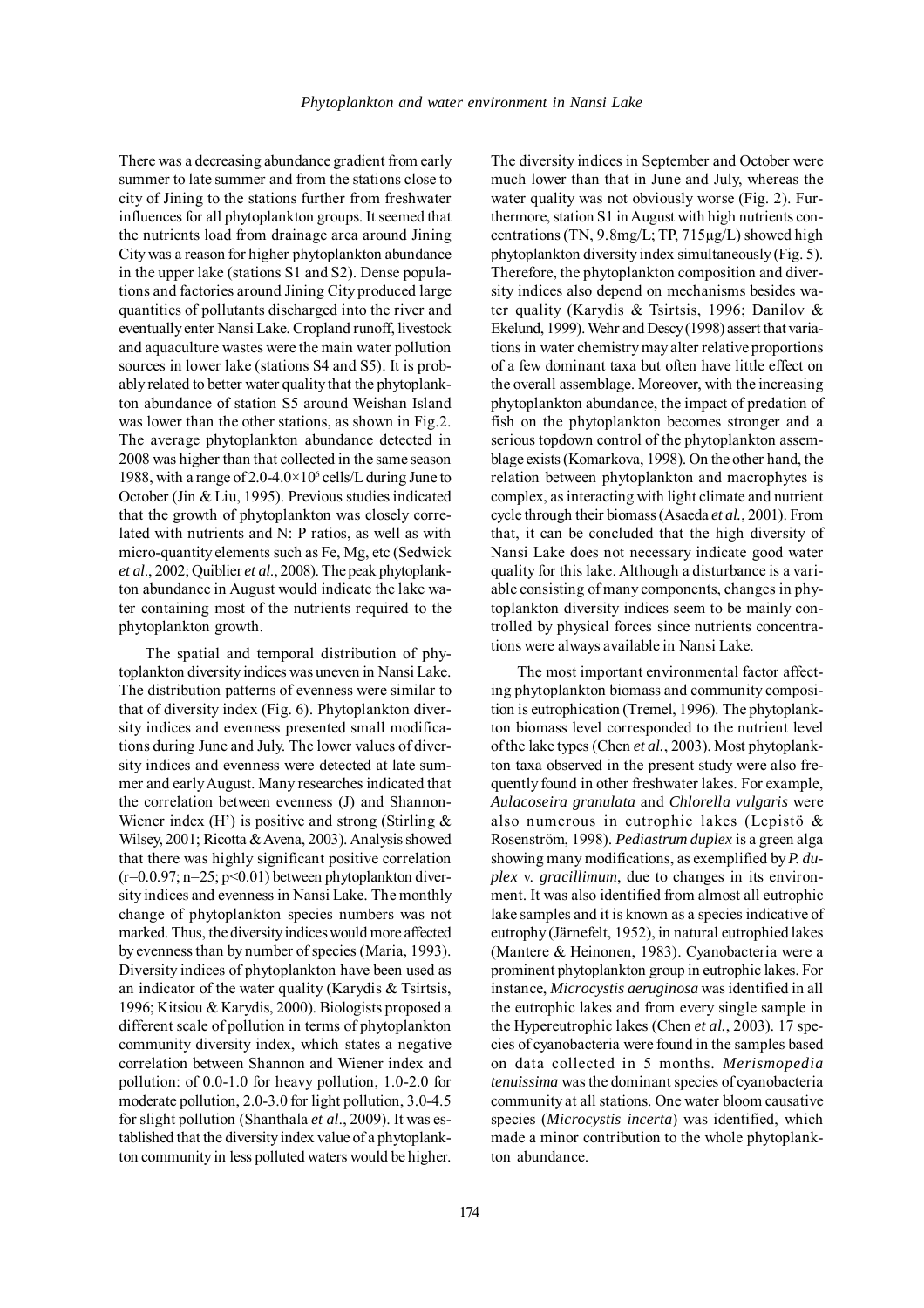There was a decreasing abundance gradient from early summer to late summer and from the stations close to city of Jining to the stations further from freshwater influences for all phytoplankton groups. It seemed that the nutrients load from drainage area around Jining City was a reason for higher phytoplankton abundance in the upper lake (stations S1 and S2). Dense populations and factories around Jining City produced large quantities of pollutants discharged into the river and eventually enter Nansi Lake. Cropland runoff, livestock and aquaculture wastes were the main water pollution sources in lower lake (stations S4 and S5). It is probably related to better water quality that the phytoplankton abundance of station S5 around Weishan Island was lower than the other stations, as shown in Fig.2. The average phytoplankton abundance detected in 2008 was higher than that collected in the same season 1988, with a range of 2.0-4.0×$10^6$ cells/L during June to October (Jin & Liu, 1995). Previous studies indicated that the growth of phytoplankton was closely correlated with nutrients and N: P ratios, as well as with micro-quantity elements such as Fe, Mg, etc (Sedwick *et al*., 2002; Quiblier *et al*., 2008). The peak phytoplankton abundance in August would indicate the lake water containing most of the nutrients required to the phytoplankton growth.

The spatial and temporal distribution of phytoplankton diversity indices was uneven in Nansi Lake. The distribution patterns of evenness were similar to that of diversity index (Fig. 6). Phytoplankton diversity indices and evenness presented small modifications during June and July. The lower values of diversity indices and evenness were detected at late summer and early August. Many researches indicated that the correlation between evenness (J) and Shannon-Wiener index (H') is positive and strong (Stirling & Wilsey, 2001; Ricotta & Avena, 2003). Analysis showed that there was highly significant positive correlation ($r$=0.0.97; $n$=25; $p$<0.01) between phytoplankton diversity indices and evenness in Nansi Lake. The monthly change of phytoplankton species numbers was not marked. Thus, the diversity indices would more affected by evenness than by number of species (Maria, 1993). Diversity indices of phytoplankton have been used as an indicator of the water quality (Karydis & Tsirtsis, 1996; Kitsiou & Karydis, 2000). Biologists proposed a different scale of pollution in terms of phytoplankton community diversity index, which states a negative correlation between Shannon and Wiener index and pollution: of 0.0-1.0 for heavy pollution, 1.0-2.0 for moderate pollution, 2.0-3.0 for light pollution, 3.0-4.5 for slight pollution (Shanthala *et al*., 2009). It was established that the diversity index value of a phytoplankton community in less polluted waters would be higher.

The diversity indices in September and October were much lower than that in June and July, whereas the water quality was not obviously worse (Fig. 2). Furthermore, station S1 in August with high nutrients concentrations (TN, 9.8mg/L; TP, 715μg/L) showed high phytoplankton diversity index simultaneously (Fig. 5). Therefore, the phytoplankton composition and diversity indices also depend on mechanisms besides water quality (Karydis & Tsirtsis, 1996; Danilov & Ekelund, 1999). Wehr and Descy (1998) assert that variations in water chemistry may alter relative proportions of a few dominant taxa but often have little effect on the overall assemblage. Moreover, with the increasing phytoplankton abundance, the impact of predation of fish on the phytoplankton becomes stronger and a serious topdown control of the phytoplankton assemblage exists (Komarkova, 1998). On the other hand, the relation between phytoplankton and macrophytes is complex, as interacting with light climate and nutrient cycle through their biomass (Asaeda *et al.*, 2001). From that, it can be concluded that the high diversity of Nansi Lake does not necessary indicate good water quality for this lake. Although a disturbance is a variable consisting of many components, changes in phytoplankton diversity indices seem to be mainly controlled by physical forces since nutrients concentrations were always available in Nansi Lake.

The most important environmental factor affecting phytoplankton biomass and community composition is eutrophication (Tremel, 1996). The phytoplankton biomass level corresponded to the nutrient level of the lake types (Chen *et al.*, 2003). Most phytoplankton taxa observed in the present study were also frequently found in other freshwater lakes. For example, *Aulacoseira granulata* and *Chlorella vulgaris* were also numerous in eutrophic lakes (Lepistö & Rosenström, 1998). *Pediastrum duplex* is a green alga showing many modifications, as exemplified by *P. duplex* v. *gracillimum*, due to changes in its environment. It was also identified from almost all eutrophic lake samples and it is known as a species indicative of eutrophy (Järnefelt, 1952), in natural eutrophied lakes (Mantere & Heinonen, 1983). Cyanobacteria were a prominent phytoplankton group in eutrophic lakes. For instance, *Microcystis aeruginosa* was identified in all the eutrophic lakes and from every single sample in the Hypereutrophic lakes (Chen *et al.*, 2003). 17 species of cyanobacteria were found in the samples based on data collected in 5 months. *Merismopedia tenuissima* was the dominant species of cyanobacteria community at all stations. One water bloom causative species (*Microcystis incerta*) was identified, which made a minor contribution to the whole phytoplankton abundance.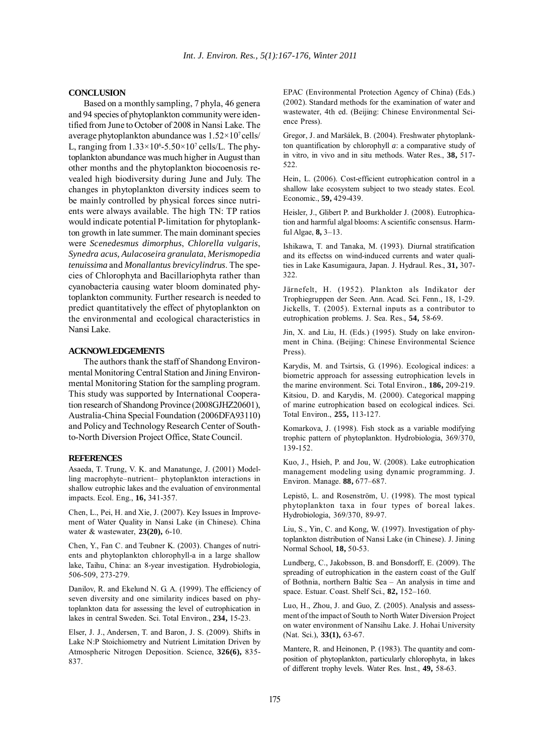## CONCLUSION

Based on a monthly sampling, 7 phyla, 46 genera and 94 species of phytoplankton community were identified from June to October of 2008 in Nansi Lake. The average phytoplankton abundance was $1.52\times10^7$ cells/L, ranging from $1.33\times10^6$-$5.50\times10^7$ cells/L. The phytoplankton abundance was much higher in August than other months and the phytoplankton biocoenosis revealed high biodiversity during June and July. The changes in phytoplankton diversity indices seem to be mainly controlled by physical forces since nutrients were always available. The high TN: TP ratios would indicate potential P-limitation for phytoplankton growth in late summer. The main dominant species were *Scenedesmus dimorphus*, *Chlorella vulgaris*, *Synedra acus, Aulacoseira granulata*, *Merismopedia tenuissima* and *Monallantus brevicylindrus*. The species of Chlorophyta and Bacillariophyta rather than cyanobacteria causing water bloom dominated phytoplankton community. Further research is needed to predict quantitatively the effect of phytoplankton on the environmental and ecological characteristics in Nansi Lake.

## ACKNOWLEDGEMENTS

The authors thank the staff of Shandong Environmental Monitoring Central Station and Jining Environmental Monitoring Station for the sampling program. This study was supported by International Cooperation research of Shandong Province (2008GJHZ20601), Australia-China Special Foundation (2006DFA93110) and Policy and Technology Research Center of South-to-North Diversion Project Office, State Council.

## REFERENCES

Asaeda, T. Trung, V. K. and Manatunge, J. (2001) Modelling macrophyte–nutrient– phytoplankton interactions in shallow eutrophic lakes and the evaluation of environmental impacts. Ecol. Eng., **16,** 341-357.

Chen, L., Pei, H. and Xie, J. (2007). Key Issues in Improvement of Water Quality in Nansi Lake (in Chinese). China water & wastewater, **23(20),** 6-10.

Chen, Y., Fan C. and Teubner K. (2003). Changes of nutrients and phytoplankton chlorophyll-a in a large shallow lake, Taihu, China: an 8-year investigation. Hydrobiologia, 506-509, 273-279.

Danilov, R. and Ekelund N. G. A. (1999). The efficiency of seven diversity and one similarity indices based on phytoplankton data for assessing the level of eutrophication in lakes in central Sweden. Sci. Total Environ., **234,** 15-23.

Elser, J. J., Andersen, T. and Baron, J. S. (2009). Shifts in Lake N:P Stoichiometry and Nutrient Limitation Driven by Atmospheric Nitrogen Deposition. Science, **326(6),** 835-837.

EPAC (Environmental Protection Agency of China) (Eds.) (2002). Standard methods for the examination of water and wastewater, 4th ed. (Beijing: Chinese Environmental Science Press).

Gregor, J. and Maršálek, B. (2004). Freshwater phytoplankton quantification by chlorophyll *a*: a comparative study of in vitro, in vivo and in situ methods. Water Res., **38,** 517-522.

Hein, L. (2006). Cost-efficient eutrophication control in a shallow lake ecosystem subject to two steady states. Ecol. Economic., **59,** 429-439.

Heisler, J., Glibert P. and Burkholder J. (2008). Eutrophication and harmful algal blooms: A scientific consensus. Harmful Algae, **8,** 3–13.

Ishikawa, T. and Tanaka, M. (1993). Diurnal stratification and its effectss on wind-induced currents and water qualities in Lake Kasumigaura, Japan. J. Hydraul. Res., **31,** 307-322.

Järnefelt, H. (1952). Plankton als Indikator der Trophiegruppen der Seen. Ann. Acad. Sci. Fenn., 18, 1-29.

Jickells, T. (2005). External inputs as a contributor to eutrophication problems. J. Sea. Res., **54,** 58-69.

Jin, X. and Liu, H. (Eds.) (1995). Study on lake environment in China. (Beijing: Chinese Environmental Science Press).

Karydis, M. and Tsirtsis, G. (1996). Ecological indices: a biometric approach for assessing eutrophication levels in the marine environment. Sci. Total Environ., **186,** 209-219.

Kitsiou, D. and Karydis, M. (2000). Categorical mapping of marine eutrophication based on ecological indices. Sci. Total Environ., **255,** 113-127.

Komarkova, J. (1998). Fish stock as a variable modifying trophic pattern of phytoplankton. Hydrobiologia, 369/370, 139-152.

Kuo, J., Hsieh, P. and Jou, W. (2008). Lake eutrophication management modeling using dynamic programming. J. Environ. Manage. **88,** 677–687.

Lepistö, L. and Rosenström, U. (1998). The most typical phytoplankton taxa in four types of boreal lakes. Hydrobiologia, 369/370, 89-97.

Liu, S., Yin, C. and Kong, W. (1997). Investigation of phytoplankton distribution of Nansi Lake (in Chinese). J. Jining Normal School, **18,** 50-53.

Lundberg, C., Jakobsson, B. and Bonsdorff, E. (2009). The spreading of eutrophication in the eastern coast of the Gulf of Bothnia, northern Baltic Sea – An analysis in time and space. Estuar. Coast. Shelf Sci., **82,** 152–160.

Luo, H., Zhou, J. and Guo, Z. (2005). Analysis and assessment of the impact of South to North Water Diversion Project on water environment of Nansihu Lake. J. Hohai University (Nat. Sci.), **33(1),** 63-67.

Mantere, R. and Heinonen, P. (1983). The quantity and composition of phytoplankton, particularly chlorophyta, in lakes of different trophy levels. Water Res. Inst., **49,** 58-63.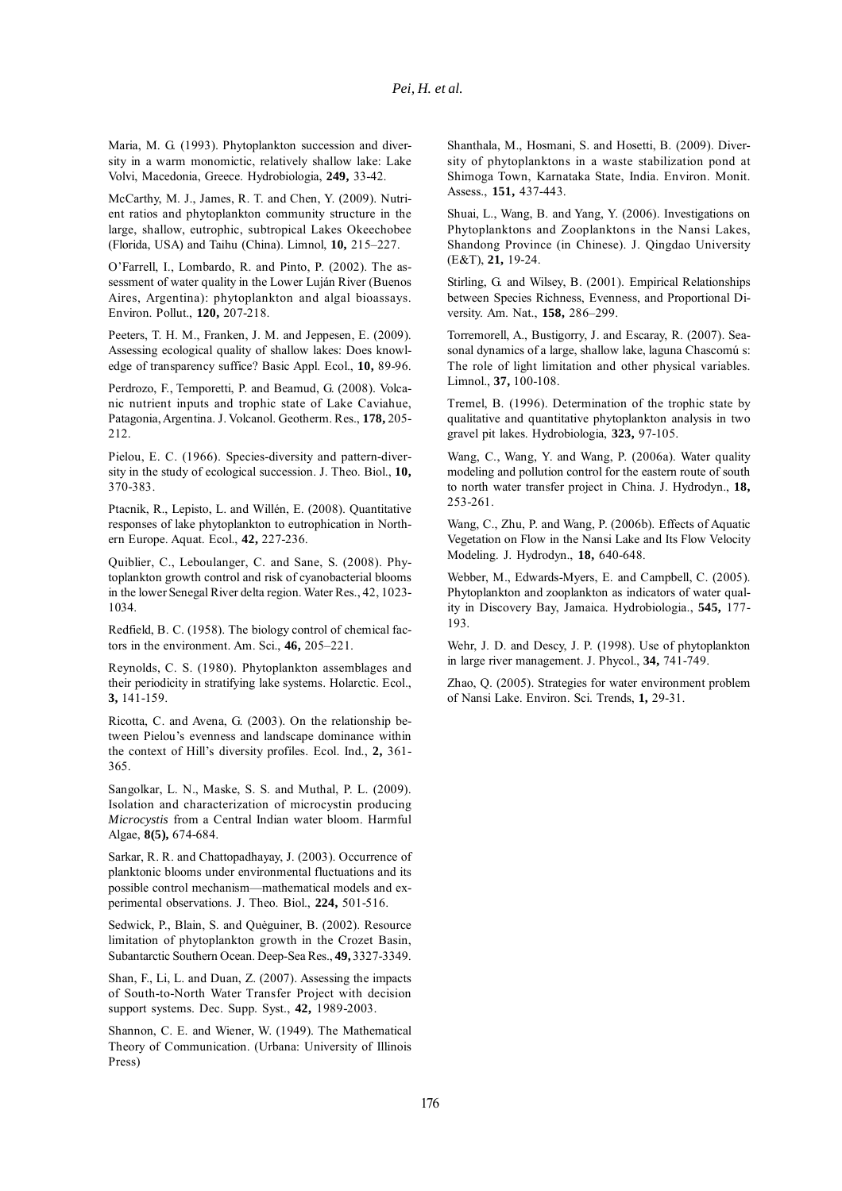Maria, M. G. (1993). Phytoplankton succession and diversity in a warm monomictic, relatively shallow lake: Lake Volvi, Macedonia, Greece. Hydrobiologia, **249,** 33-42.

McCarthy, M. J., James, R. T. and Chen, Y. (2009). Nutrient ratios and phytoplankton community structure in the large, shallow, eutrophic, subtropical Lakes Okeechobee (Florida, USA) and Taihu (China). Limnol, **10,** 215–227.

O'Farrell, I., Lombardo, R. and Pinto, P. (2002). The assessment of water quality in the Lower Luján River (Buenos Aires, Argentina): phytoplankton and algal bioassays. Environ. Pollut., **120,** 207-218.

Peeters, T. H. M., Franken, J. M. and Jeppesen, E. (2009). Assessing ecological quality of shallow lakes: Does knowledge of transparency suffice? Basic Appl. Ecol., **10,** 89-96.

Perdrozo, F., Temporetti, P. and Beamud, G. (2008). Volcanic nutrient inputs and trophic state of Lake Caviahue, Patagonia, Argentina. J. Volcanol. Geotherm. Res., **178,** 205-212.

Pielou, E. C. (1966). Species-diversity and pattern-diversity in the study of ecological succession. J. Theo. Biol., **10,** 370-383.

Ptacnik, R., Lepisto, L. and Willén, E. (2008). Quantitative responses of lake phytoplankton to eutrophication in Northern Europe. Aquat. Ecol., **42,** 227-236.

Quiblier, C., Leboulanger, C. and Sane, S. (2008). Phytoplankton growth control and risk of cyanobacterial blooms in the lower Senegal River delta region. Water Res., 42, 1023-1034.

Redfield, B. C. (1958). The biology control of chemical factors in the environment. Am. Sci., **46,** 205–221.

Reynolds, C. S. (1980). Phytoplankton assemblages and their periodicity in stratifying lake systems. Holarctic. Ecol., **3,** 141-159.

Ricotta, C. and Avena, G. (2003). On the relationship between Pielou's evenness and landscape dominance within the context of Hill's diversity profiles. Ecol. Ind., **2,** 361-365.

Sangolkar, L. N., Maske, S. S. and Muthal, P. L. (2009). Isolation and characterization of microcystin producing *Microcystis* from a Central Indian water bloom. Harmful Algae, **8(5),** 674-684.

Sarkar, R. R. and Chattopadhayay, J. (2003). Occurrence of planktonic blooms under environmental fluctuations and its possible control mechanism—mathematical models and experimental observations. J. Theo. Biol., **224,** 501-516.

Sedwick, P., Blain, S. and Quéguiner, B. (2002). Resource limitation of phytoplankton growth in the Crozet Basin, Subantarctic Southern Ocean. Deep-Sea Res., **49,** 3327-3349.

Shan, F., Li, L. and Duan, Z. (2007). Assessing the impacts of South-to-North Water Transfer Project with decision support systems. Dec. Supp. Syst., **42,** 1989-2003.

Shannon, C. E. and Wiener, W. (1949). The Mathematical Theory of Communication. (Urbana: University of Illinois Press)

Shanthala, M., Hosmani, S. and Hosetti, B. (2009). Diversity of phytoplanktons in a waste stabilization pond at Shimoga Town, Karnataka State, India. Environ. Monit. Assess., **151,** 437-443.

Shuai, L., Wang, B. and Yang, Y. (2006). Investigations on Phytoplanktons and Zooplanktons in the Nansi Lakes, Shandong Province (in Chinese). J. Qingdao University (E&T), **21,** 19-24.

Stirling, G. and Wilsey, B. (2001). Empirical Relationships between Species Richness, Evenness, and Proportional Diversity. Am. Nat., **158,** 286–299.

Torremorell, A., Bustigorry, J. and Escaray, R. (2007). Seasonal dynamics of a large, shallow lake, laguna Chascomú s: The role of light limitation and other physical variables. Limnol., **37,** 100-108.

Tremel, B. (1996). Determination of the trophic state by qualitative and quantitative phytoplankton analysis in two gravel pit lakes. Hydrobiologia, **323,** 97-105.

Wang, C., Wang, Y. and Wang, P. (2006a). Water quality modeling and pollution control for the eastern route of south to north water transfer project in China. J. Hydrodyn., **18,** 253-261.

Wang, C., Zhu, P. and Wang, P. (2006b). Effects of Aquatic Vegetation on Flow in the Nansi Lake and Its Flow Velocity Modeling. J. Hydrodyn., **18,** 640-648.

Webber, M., Edwards-Myers, E. and Campbell, C. (2005). Phytoplankton and zooplankton as indicators of water quality in Discovery Bay, Jamaica. Hydrobiologia., **545,** 177-193.

Wehr, J. D. and Descy, J. P. (1998). Use of phytoplankton in large river management. J. Phycol., **34,** 741-749.

Zhao, Q. (2005). Strategies for water environment problem of Nansi Lake. Environ. Sci. Trends, **1,** 29-31.